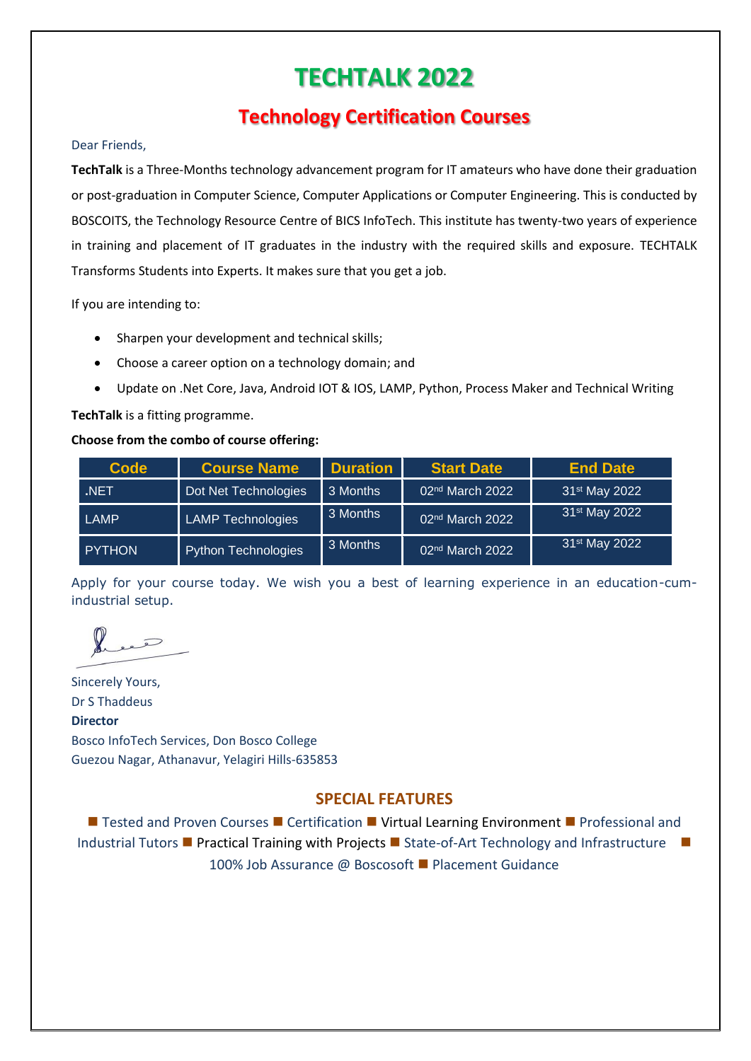# TECHTALK 2022

## Technology Certification Courses

Dear Friends,

**TechTalk** is a Three-Months technology advancement program for IT amateurs who have done their graduation or post-graduation in Computer Science, Computer Applications or Computer Engineering. This is conducted by BOSCOITS, the Technology Resource Centre of BICS InfoTech. This institute has twenty-two years of experience in training and placement of IT graduates in the industry with the required skills and exposure. TECHTALK Transforms Students into Experts. It makes sure that you get a job.

If you are intending to:

- Sharpen your development and technical skills;
- Choose a career option on a technology domain; and
- Update on .Net Core, Java, Android IOT & IOS, LAMP, Python, Process Maker and Technical Writing

**TechTalk** is a fitting programme.

**Choose from the combo of course offering:**

| Code | Course Name | Duration | Start Date | End Date |
|---|---|---|---|---|
| .NET | Dot Net Technologies | 3 Months | 02nd March 2022 | 31st May 2022 |
| LAMP | LAMP Technologies | 3 Months | 02nd March 2022 | 31st May 2022 |
| PYTHON | Python Technologies | 3 Months | 02nd March 2022 | 31st May 2022 |

Apply for your course today. We wish you a best of learning experience in an education-cum-industrial setup.

Sincerely Yours,
Dr S Thaddeus
**Director**
Bosco InfoTech Services, Don Bosco College
Guezou Nagar, Athanavur, Yelagiri Hills-635853

## SPECIAL FEATURES

■ Tested and Proven Courses ■ Certification ■ Virtual Learning Environment ■ Professional and Industrial Tutors ■ Practical Training with Projects ■ State-of-Art Technology and Infrastructure ■ 100% Job Assurance @ Boscosoft ■ Placement Guidance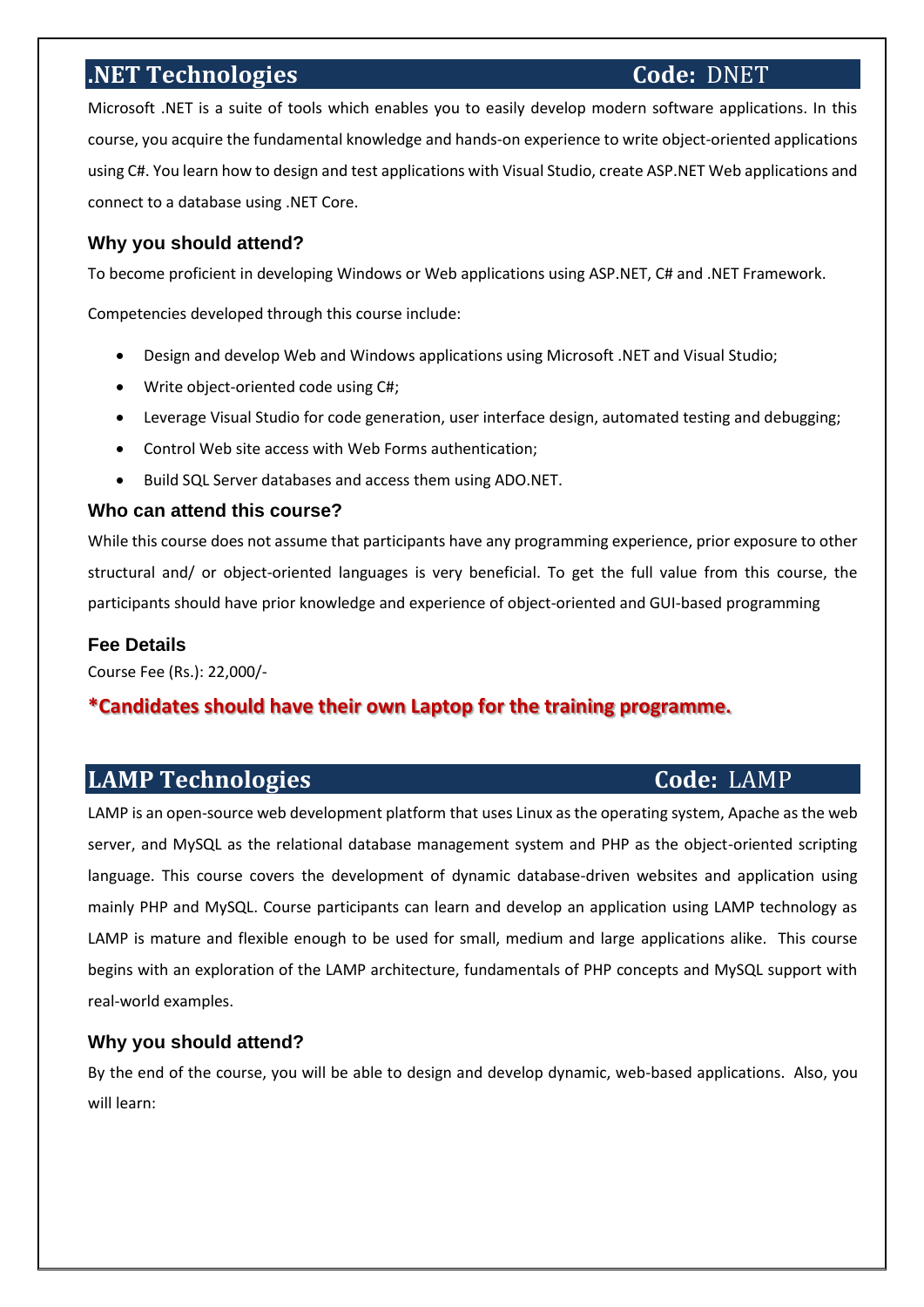## .NET Technologies Code: DNET

Microsoft .NET is a suite of tools which enables you to easily develop modern software applications. In this course, you acquire the fundamental knowledge and hands-on experience to write object-oriented applications using C#. You learn how to design and test applications with Visual Studio, create ASP.NET Web applications and connect to a database using .NET Core.

### Why you should attend?

To become proficient in developing Windows or Web applications using ASP.NET, C# and .NET Framework.

Competencies developed through this course include:

- Design and develop Web and Windows applications using Microsoft .NET and Visual Studio;
- Write object-oriented code using C#;
- Leverage Visual Studio for code generation, user interface design, automated testing and debugging;
- Control Web site access with Web Forms authentication;
- Build SQL Server databases and access them using ADO.NET.

### Who can attend this course?

While this course does not assume that participants have any programming experience, prior exposure to other structural and/ or object-oriented languages is very beneficial. To get the full value from this course, the participants should have prior knowledge and experience of object-oriented and GUI-based programming

### Fee Details

Course Fee (Rs.): 22,000/-

**\*Candidates should have their own Laptop for the training programme.**

## LAMP Technologies Code: LAMP

LAMP is an open-source web development platform that uses Linux as the operating system, Apache as the web server, and MySQL as the relational database management system and PHP as the object-oriented scripting language. This course covers the development of dynamic database-driven websites and application using mainly PHP and MySQL. Course participants can learn and develop an application using LAMP technology as LAMP is mature and flexible enough to be used for small, medium and large applications alike. This course begins with an exploration of the LAMP architecture, fundamentals of PHP concepts and MySQL support with real-world examples.

### Why you should attend?

By the end of the course, you will be able to design and develop dynamic, web-based applications. Also, you will learn: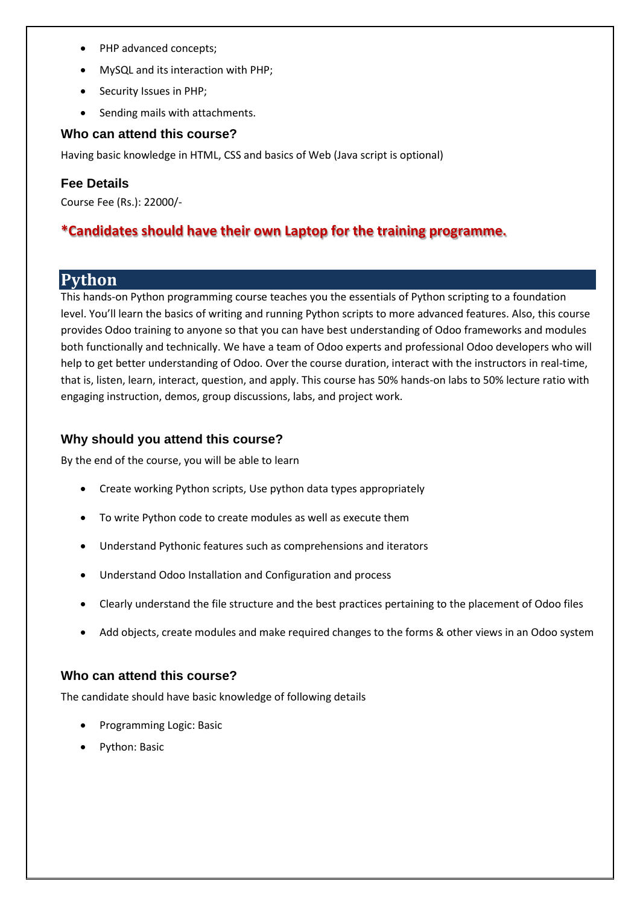- PHP advanced concepts;
- MySQL and its interaction with PHP;
- Security Issues in PHP;
- Sending mails with attachments.

### Who can attend this course?

Having basic knowledge in HTML, CSS and basics of Web (Java script is optional)

### Fee Details

Course Fee (Rs.): 22000/-

**\*Candidates should have their own Laptop for the training programme.**

## Python

This hands-on Python programming course teaches you the essentials of Python scripting to a foundation level. You'll learn the basics of writing and running Python scripts to more advanced features. Also, this course provides Odoo training to anyone so that you can have best understanding of Odoo frameworks and modules both functionally and technically. We have a team of Odoo experts and professional Odoo developers who will help to get better understanding of Odoo. Over the course duration, interact with the instructors in real-time, that is, listen, learn, interact, question, and apply. This course has 50% hands-on labs to 50% lecture ratio with engaging instruction, demos, group discussions, labs, and project work.

### Why should you attend this course?

By the end of the course, you will be able to learn

- Create working Python scripts, Use python data types appropriately
- To write Python code to create modules as well as execute them
- Understand Pythonic features such as comprehensions and iterators
- Understand Odoo Installation and Configuration and process
- Clearly understand the file structure and the best practices pertaining to the placement of Odoo files
- Add objects, create modules and make required changes to the forms & other views in an Odoo system

### Who can attend this course?

The candidate should have basic knowledge of following details

- Programming Logic: Basic
- Python: Basic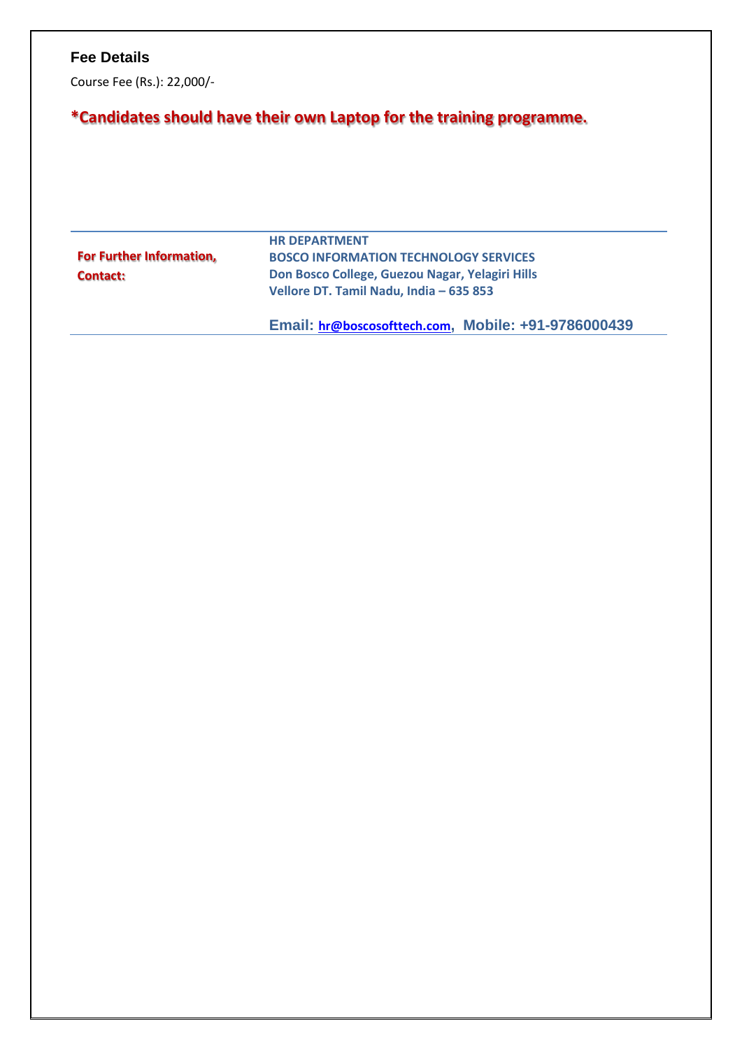### Fee Details

Course Fee (Rs.): 22,000/-

**\*Candidates should have their own Laptop for the training programme.**

| | |
|---|---|
| **For Further Information, Contact:** | **HR DEPARTMENT**<br>**BOSCO INFORMATION TECHNOLOGY SERVICES**<br>**Don Bosco College, Guezou Nagar, Yelagiri Hills**<br>**Vellore DT. Tamil Nadu, India – 635 853**<br><br>**Email: hr@boscosofttech.com, Mobile: +91-9786000439** |